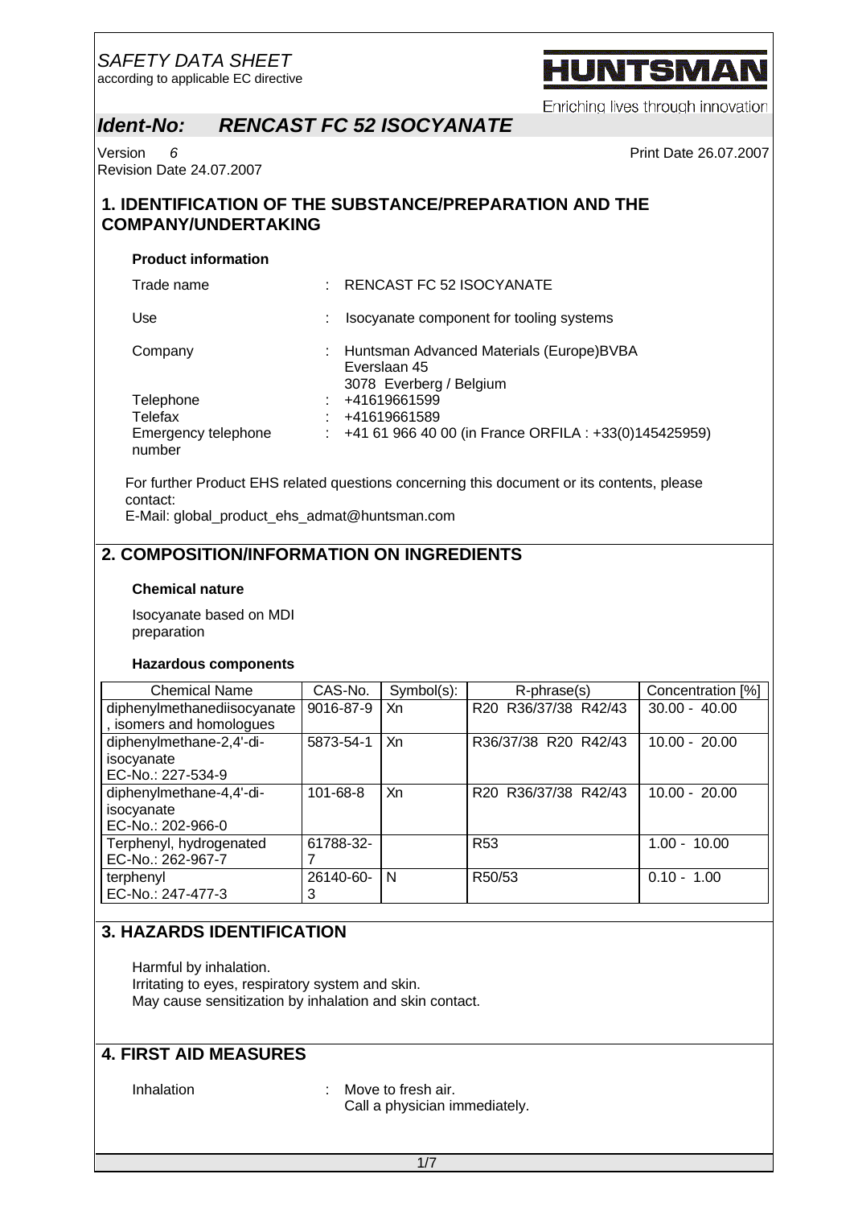*SAFETY DATA SHEET*
according to applicable EC directive

HUNTSMAN
Enriching lives through innovation

# *Ident-No: RENCAST FC 52 ISOCYANATE*

Version 6
Revision Date 24.07.2007

Print Date 26.07.2007

## 1. IDENTIFICATION OF THE SUBSTANCE/PREPARATION AND THE COMPANY/UNDERTAKING

### Product information

Trade name : RENCAST FC 52 ISOCYANATE

Use : Isocyanate component for tooling systems

Company : Huntsman Advanced Materials (Europe)BVBA
Everslaan 45
3078 Everberg / Belgium

Telephone : +41619661599
Telefax : +41619661589
Emergency telephone number : +41 61 966 40 00 (in France ORFILA : +33(0)145425959)

For further Product EHS related questions concerning this document or its contents, please contact:
E-Mail: global_product_ehs_admat@huntsman.com

## 2. COMPOSITION/INFORMATION ON INGREDIENTS

### Chemical nature

Isocyanate based on MDI preparation

### Hazardous components

| Chemical Name | CAS-No. | Symbol(s): | R-phrase(s) | Concentration [%] |
|---|---|---|---|---|
| diphenylmethanediisocyanate, isomers and homologues | 9016-87-9 | Xn | R20 R36/37/38 R42/43 | 30.00 - 40.00 |
| diphenylmethane-2,4'-di-isocyanate EC-No.: 227-534-9 | 5873-54-1 | Xn | R36/37/38 R20 R42/43 | 10.00 - 20.00 |
| diphenylmethane-4,4'-di-isocyanate EC-No.: 202-966-0 | 101-68-8 | Xn | R20 R36/37/38 R42/43 | 10.00 - 20.00 |
| Terphenyl, hydrogenated EC-No.: 262-967-7 | 61788-32-7 | | R53 | 1.00 - 10.00 |
| terphenyl EC-No.: 247-477-3 | 26140-60-3 | N | R50/53 | 0.10 - 1.00 |

## 3. HAZARDS IDENTIFICATION

Harmful by inhalation.
Irritating to eyes, respiratory system and skin.
May cause sensitization by inhalation and skin contact.

## 4. FIRST AID MEASURES

Inhalation : Move to fresh air.
Call a physician immediately.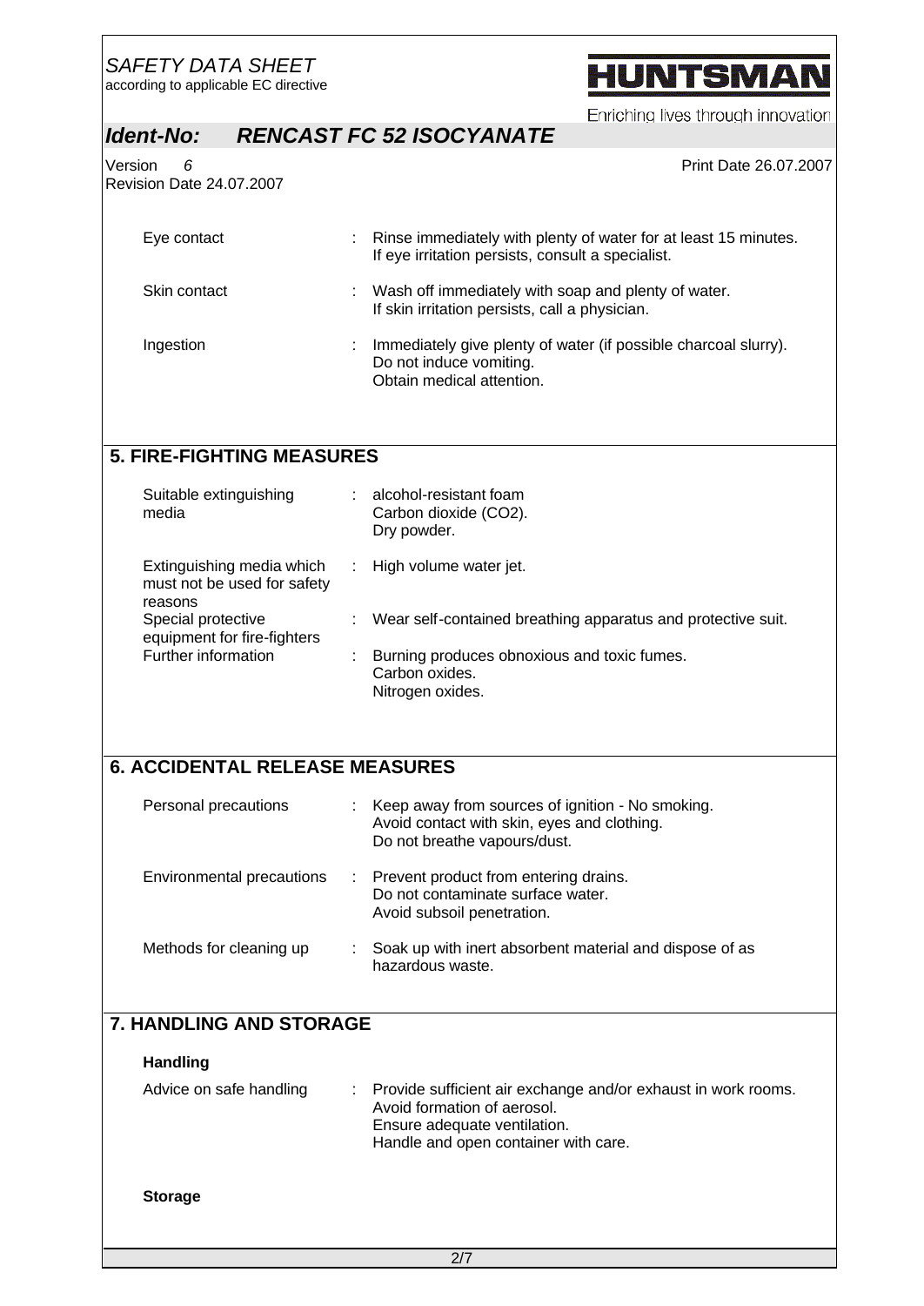| | | |
|---|---|---|
| Eye contact | : | Rinse immediately with plenty of water for at least 15 minutes.<br>If eye irritation persists, consult a specialist. |
| Skin contact | : | Wash off immediately with soap and plenty of water.<br>If skin irritation persists, call a physician. |
| Ingestion | : | Immediately give plenty of water (if possible charcoal slurry).<br>Do not induce vomiting.<br>Obtain medical attention. |

## 5. FIRE-FIGHTING MEASURES

| | | |
|---|---|---|
| Suitable extinguishing media | : | alcohol-resistant foam<br>Carbon dioxide ($CO_2$).<br>Dry powder. |
| Extinguishing media which must not be used for safety reasons | : | High volume water jet. |
| Special protective equipment for fire-fighters | : | Wear self-contained breathing apparatus and protective suit. |
| Further information | : | Burning produces obnoxious and toxic fumes.<br>Carbon oxides.<br>Nitrogen oxides. |

## 6. ACCIDENTAL RELEASE MEASURES

| | | |
|---|---|---|
| Personal precautions | : | Keep away from sources of ignition - No smoking.<br>Avoid contact with skin, eyes and clothing.<br>Do not breathe vapours/dust. |
| Environmental precautions | : | Prevent product from entering drains.<br>Do not contaminate surface water.<br>Avoid subsoil penetration. |
| Methods for cleaning up | : | Soak up with inert absorbent material and dispose of as hazardous waste. |

## 7. HANDLING AND STORAGE

### Handling

| | | |
|---|---|---|
| Advice on safe handling | : | Provide sufficient air exchange and/or exhaust in work rooms.<br>Avoid formation of aerosol.<br>Ensure adequate ventilation.<br>Handle and open container with care. |

### Storage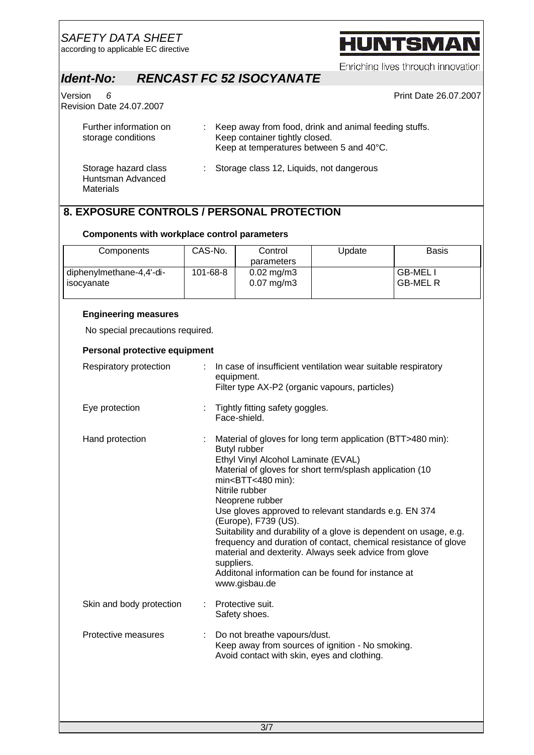Further information on storage conditions : Keep away from food, drink and animal feeding stuffs.
Keep container tightly closed.
Keep at temperatures between 5 and 40°C.

Storage hazard class Huntsman Advanced Materials : Storage class 12, Liquids, not dangerous

## 8. EXPOSURE CONTROLS / PERSONAL PROTECTION

### Components with workplace control parameters

| Components | CAS-No. | Control parameters | Update | Basis |
| --- | --- | --- | --- | --- |
| diphenylmethane-4,4'-di-isocyanate | 101-68-8 | 0.02 mg/m3<br>0.07 mg/m3 | | GB-MEL I<br>GB-MEL R |

### Engineering measures

No special precautions required.

### Personal protective equipment

Respiratory protection : In case of insufficient ventilation wear suitable respiratory equipment.
Filter type AX-P2 (organic vapours, particles)

Eye protection : Tightly fitting safety goggles.
Face-shield.

Hand protection : Material of gloves for long term application (BTT>480 min):
Butyl rubber
Ethyl Vinyl Alcohol Laminate (EVAL)
Material of gloves for short term/splash application (10 min<BTT<480 min):
Nitrile rubber
Neoprene rubber
Use gloves approved to relevant standards e.g. EN 374 (Europe), F739 (US).
Suitability and durability of a glove is dependent on usage, e.g. frequency and duration of contact, chemical resistance of glove material and dexterity. Always seek advice from glove suppliers.
Additonal information can be found for instance at www.gisbau.de

Skin and body protection : Protective suit.
Safety shoes.

Protective measures : Do not breathe vapours/dust.
Keep away from sources of ignition - No smoking.
Avoid contact with skin, eyes and clothing.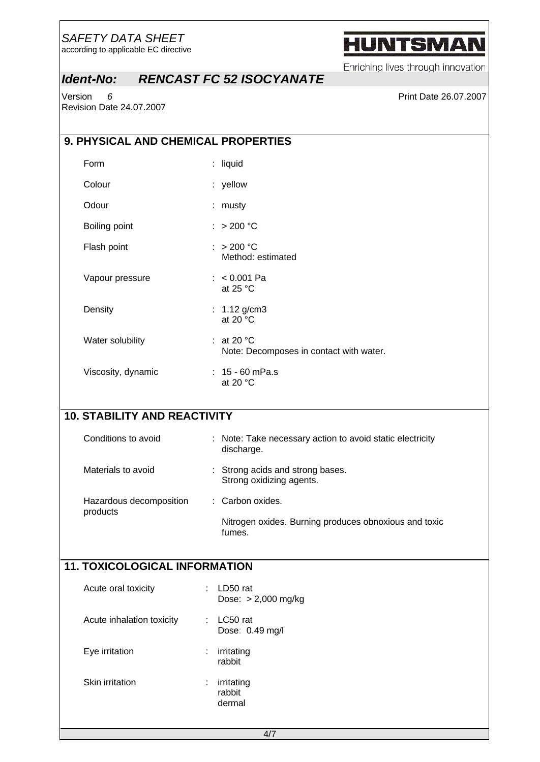## 9. PHYSICAL AND CHEMICAL PROPERTIES

| | |
|---|---|
| Form | : liquid |
| Colour | : yellow |
| Odour | : musty |
| Boiling point | : > 200 °C |
| Flash point | : > 200 °C<br>Method: estimated |
| Vapour pressure | : < 0.001 Pa<br>at 25 °C |
| Density | : 1.12 g/cm3<br>at 20 °C |
| Water solubility | : at 20 °C<br>Note: Decomposes in contact with water. |
| Viscosity, dynamic | : 15 - 60 mPa.s<br>at 20 °C |

## 10. STABILITY AND REACTIVITY

| | |
|---|---|
| Conditions to avoid | : Note: Take necessary action to avoid static electricity discharge. |
| Materials to avoid | : Strong acids and strong bases.<br>Strong oxidizing agents. |
| Hazardous decomposition products | : Carbon oxides.<br><br>Nitrogen oxides. Burning produces obnoxious and toxic fumes. |

## 11. TOXICOLOGICAL INFORMATION

| | |
|---|---|
| Acute oral toxicity | : LD50 rat<br>Dose: > 2,000 mg/kg |
| Acute inhalation toxicity | : LC50 rat<br>Dose: 0.49 mg/l |
| Eye irritation | : irritating<br>rabbit |
| Skin irritation | : irritating<br>rabbit<br>dermal |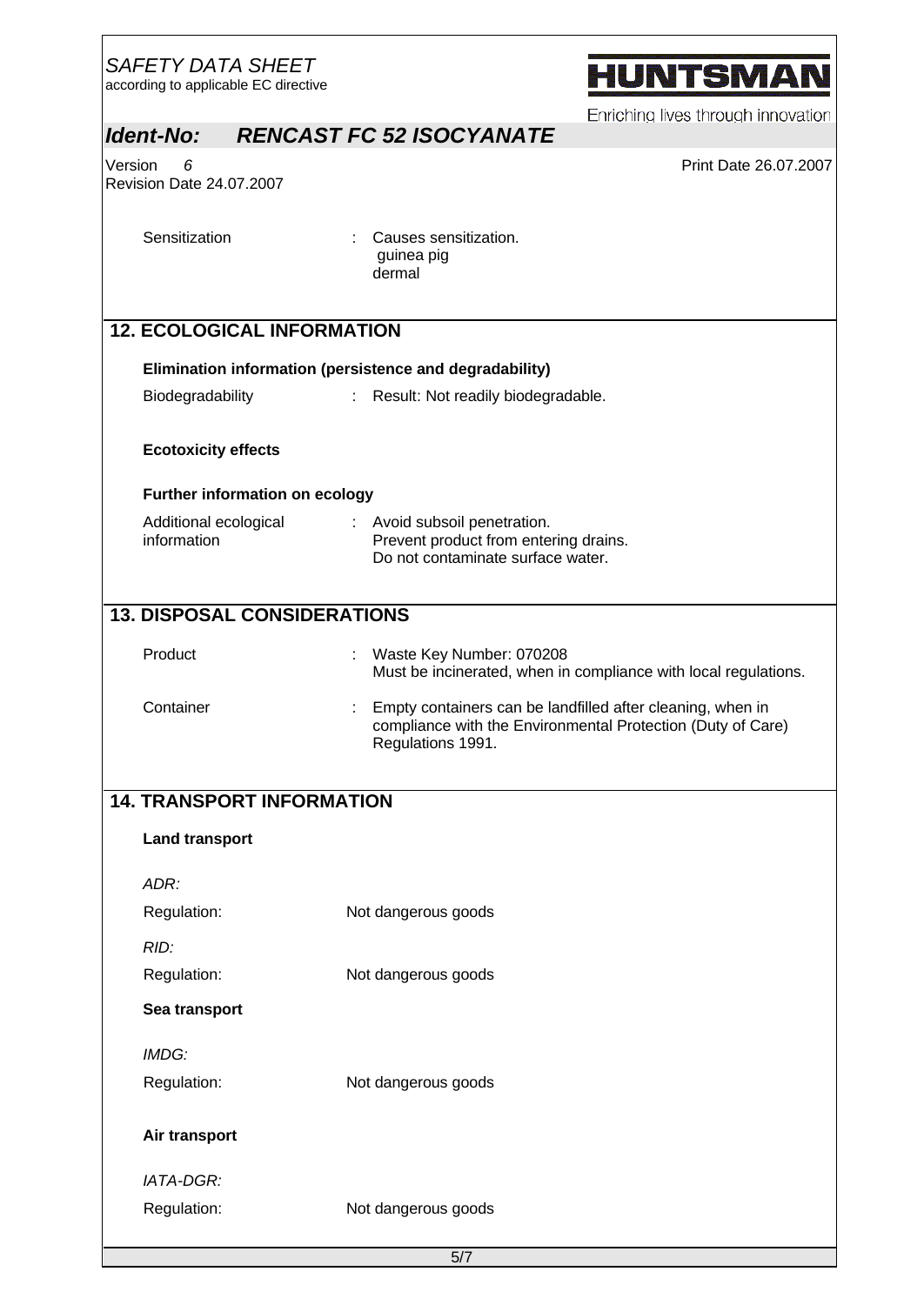| | | |
|---|---|---|
| Sensitization | : | Causes sensitization.<br>guinea pig<br>dermal |

## 12. ECOLOGICAL INFORMATION

**Elimination information (persistence and degradability)**

| | | |
|---|---|---|
| Biodegradability | : | Result: Not readily biodegradable. |

**Ecotoxicity effects**

**Further information on ecology**

| | | |
|---|---|---|
| Additional ecological information | : | Avoid subsoil penetration.<br>Prevent product from entering drains.<br>Do not contaminate surface water. |

## 13. DISPOSAL CONSIDERATIONS

| | | |
|---|---|---|
| Product | : | Waste Key Number: 070208<br>Must be incinerated, when in compliance with local regulations. |
| Container | : | Empty containers can be landfilled after cleaning, when in compliance with the Environmental Protection (Duty of Care) Regulations 1991. |

## 14. TRANSPORT INFORMATION

**Land transport**

*ADR:*

Regulation: Not dangerous goods

*RID:*

Regulation: Not dangerous goods

**Sea transport**

*IMDG:*

Regulation: Not dangerous goods

**Air transport**

*IATA-DGR:*

Regulation: Not dangerous goods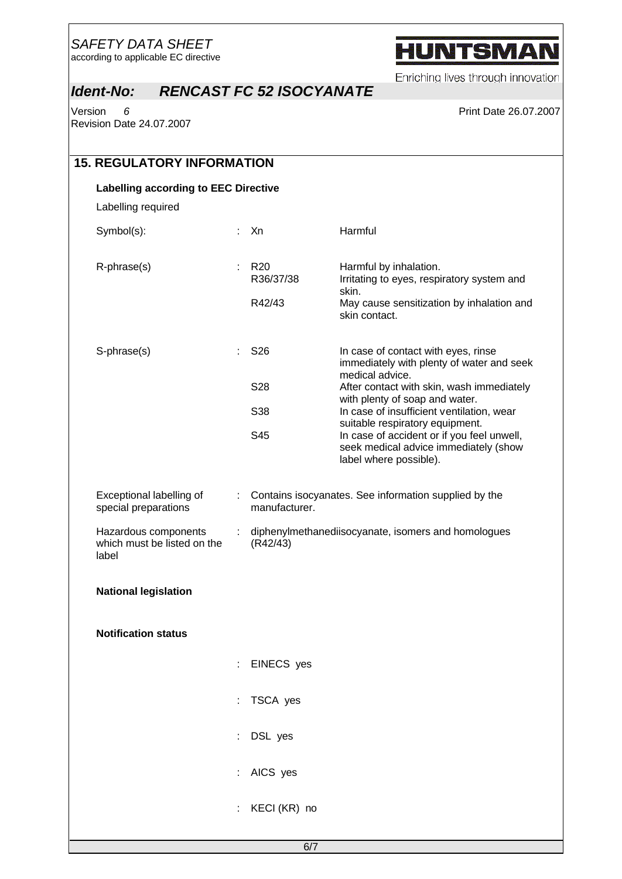## 15. REGULATORY INFORMATION

**Labelling according to EEC Directive**

Labelling required

| | | |
|---|---|---|
| Symbol(s): | Xn | Harmful |
| R-phrase(s) | R20 | Harmful by inhalation. |
| | R36/37/38 | Irritating to eyes, respiratory system and skin. |
| | R42/43 | May cause sensitization by inhalation and skin contact. |
| S-phrase(s) | S26 | In case of contact with eyes, rinse immediately with plenty of water and seek medical advice. |
| | S28 | After contact with skin, wash immediately with plenty of soap and water. |
| | S38 | In case of insufficient ventilation, wear suitable respiratory equipment. |
| | S45 | In case of accident or if you feel unwell, seek medical advice immediately (show label where possible). |

Exceptional labelling of special preparations : Contains isocyanates. See information supplied by the manufacturer.

Hazardous components which must be listed on the label : diphenylmethanediisocyanate, isomers and homologues (R42/43)

**National legislation**

**Notification status**

: EINECS yes

: TSCA yes

: DSL yes

: AICS yes

: KECI (KR) no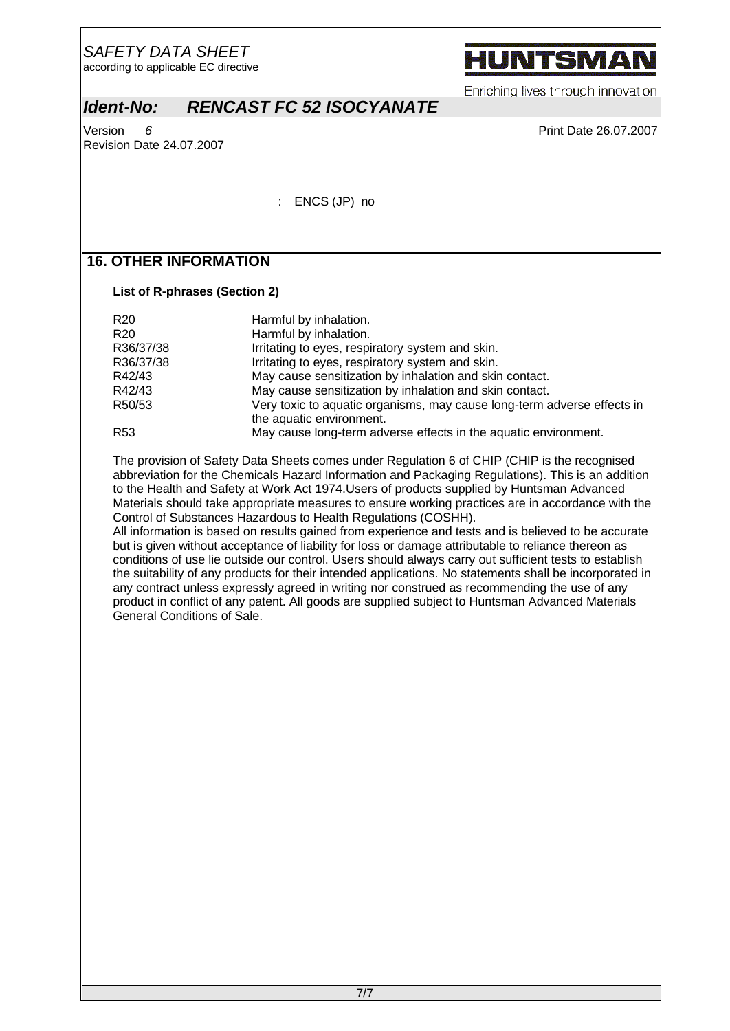: ENCS (JP) no

## 16. OTHER INFORMATION

**List of R-phrases (Section 2)**

| | |
|---|---|
| R20 | Harmful by inhalation. |
| R20 | Harmful by inhalation. |
| R36/37/38 | Irritating to eyes, respiratory system and skin. |
| R36/37/38 | Irritating to eyes, respiratory system and skin. |
| R42/43 | May cause sensitization by inhalation and skin contact. |
| R42/43 | May cause sensitization by inhalation and skin contact. |
| R50/53 | Very toxic to aquatic organisms, may cause long-term adverse effects in the aquatic environment. |
| R53 | May cause long-term adverse effects in the aquatic environment. |

The provision of Safety Data Sheets comes under Regulation 6 of CHIP (CHIP is the recognised abbreviation for the Chemicals Hazard Information and Packaging Regulations). This is an addition to the Health and Safety at Work Act 1974.Users of products supplied by Huntsman Advanced Materials should take appropriate measures to ensure working practices are in accordance with the Control of Substances Hazardous to Health Regulations (COSHH).
All information is based on results gained from experience and tests and is believed to be accurate but is given without acceptance of liability for loss or damage attributable to reliance thereon as conditions of use lie outside our control. Users should always carry out sufficient tests to establish the suitability of any products for their intended applications. No statements shall be incorporated in any contract unless expressly agreed in writing nor construed as recommending the use of any product in conflict of any patent. All goods are supplied subject to Huntsman Advanced Materials General Conditions of Sale.